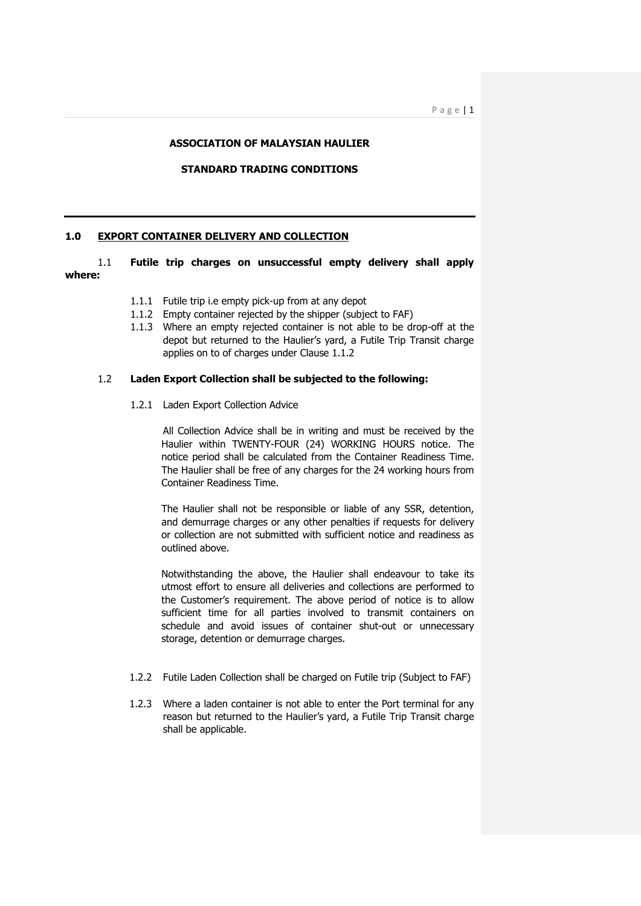## ASSOCIATION OF MALAYSIAN HAULIER

## STANDARD TRADING CONDITIONS

---

### 1.0 EXPORT CONTAINER DELIVERY AND COLLECTION

1.1 **Futile trip charges on unsuccessful empty delivery shall apply where:**

- 1.1.1 Futile trip i.e empty pick-up from at any depot
- 1.1.2 Empty container rejected by the shipper (subject to FAF)
- 1.1.3 Where an empty rejected container is not able to be drop-off at the depot but returned to the Haulier's yard, a Futile Trip Transit charge applies on to of charges under Clause 1.1.2

1.2 **Laden Export Collection shall be subjected to the following:**

1.2.1 Laden Export Collection Advice

All Collection Advice shall be in writing and must be received by the Haulier within TWENTY-FOUR (24) WORKING HOURS notice. The notice period shall be calculated from the Container Readiness Time. The Haulier shall be free of any charges for the 24 working hours from Container Readiness Time.

The Haulier shall not be responsible or liable of any SSR, detention, and demurrage charges or any other penalties if requests for delivery or collection are not submitted with sufficient notice and readiness as outlined above.

Notwithstanding the above, the Haulier shall endeavour to take its utmost effort to ensure all deliveries and collections are performed to the Customer's requirement. The above period of notice is to allow sufficient time for all parties involved to transmit containers on schedule and avoid issues of container shut-out or unnecessary storage, detention or demurrage charges.

1.2.2 Futile Laden Collection shall be charged on Futile trip (Subject to FAF)

1.2.3 Where a laden container is not able to enter the Port terminal for any reason but returned to the Haulier's yard, a Futile Trip Transit charge shall be applicable.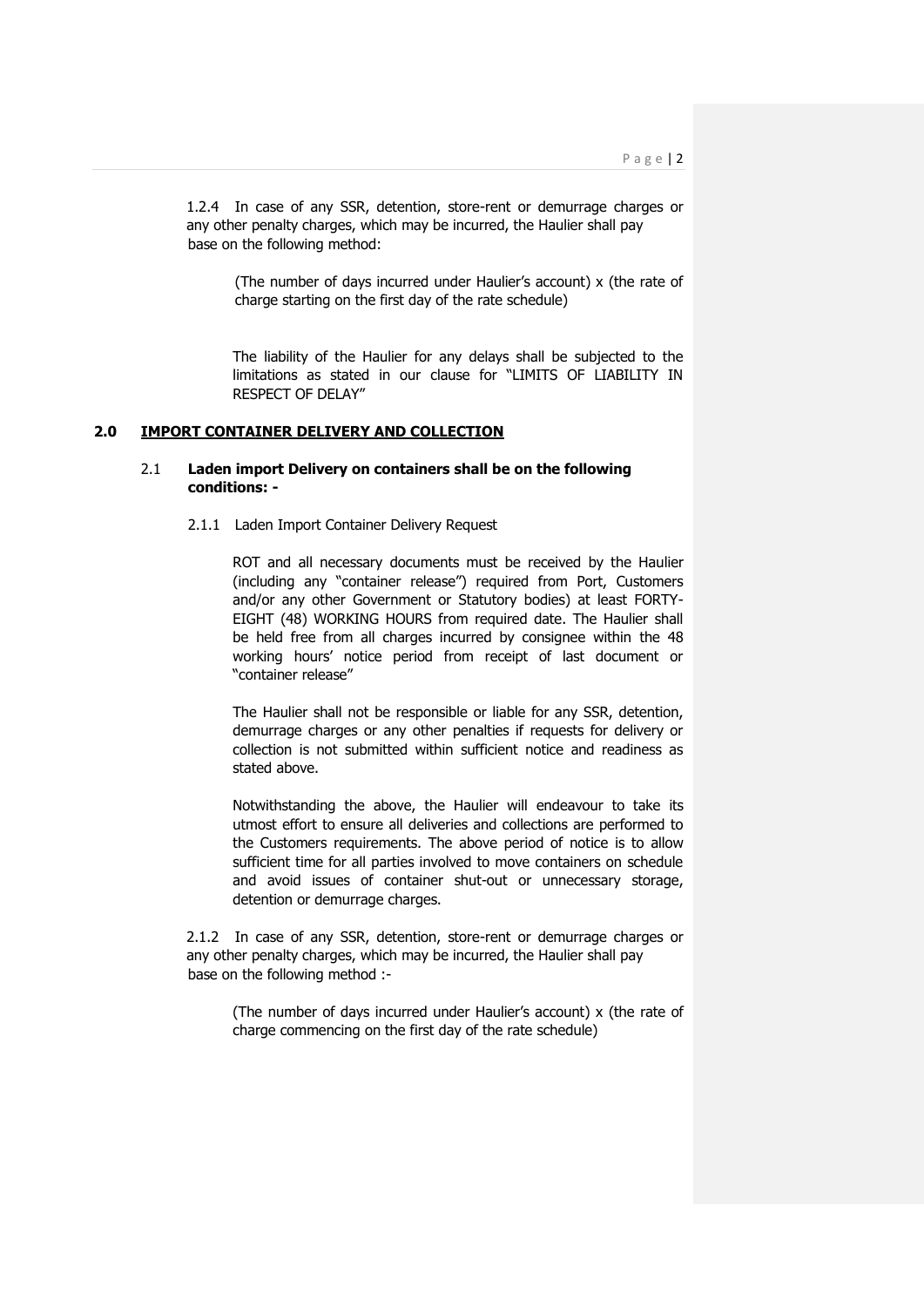1.2.4 In case of any SSR, detention, store-rent or demurrage charges or any other penalty charges, which may be incurred, the Haulier shall pay base on the following method:

(The number of days incurred under Haulier's account) x (the rate of charge starting on the first day of the rate schedule)

The liability of the Haulier for any delays shall be subjected to the limitations as stated in our clause for "LIMITS OF LIABILITY IN RESPECT OF DELAY"

## 2.0 IMPORT CONTAINER DELIVERY AND COLLECTION

### 2.1 Laden import Delivery on containers shall be on the following conditions: -

2.1.1 Laden Import Container Delivery Request

ROT and all necessary documents must be received by the Haulier (including any "container release") required from Port, Customers and/or any other Government or Statutory bodies) at least FORTY-EIGHT (48) WORKING HOURS from required date. The Haulier shall be held free from all charges incurred by consignee within the 48 working hours' notice period from receipt of last document or "container release"

The Haulier shall not be responsible or liable for any SSR, detention, demurrage charges or any other penalties if requests for delivery or collection is not submitted within sufficient notice and readiness as stated above.

Notwithstanding the above, the Haulier will endeavour to take its utmost effort to ensure all deliveries and collections are performed to the Customers requirements. The above period of notice is to allow sufficient time for all parties involved to move containers on schedule and avoid issues of container shut-out or unnecessary storage, detention or demurrage charges.

2.1.2 In case of any SSR, detention, store-rent or demurrage charges or any other penalty charges, which may be incurred, the Haulier shall pay base on the following method :-

(The number of days incurred under Haulier's account) x (the rate of charge commencing on the first day of the rate schedule)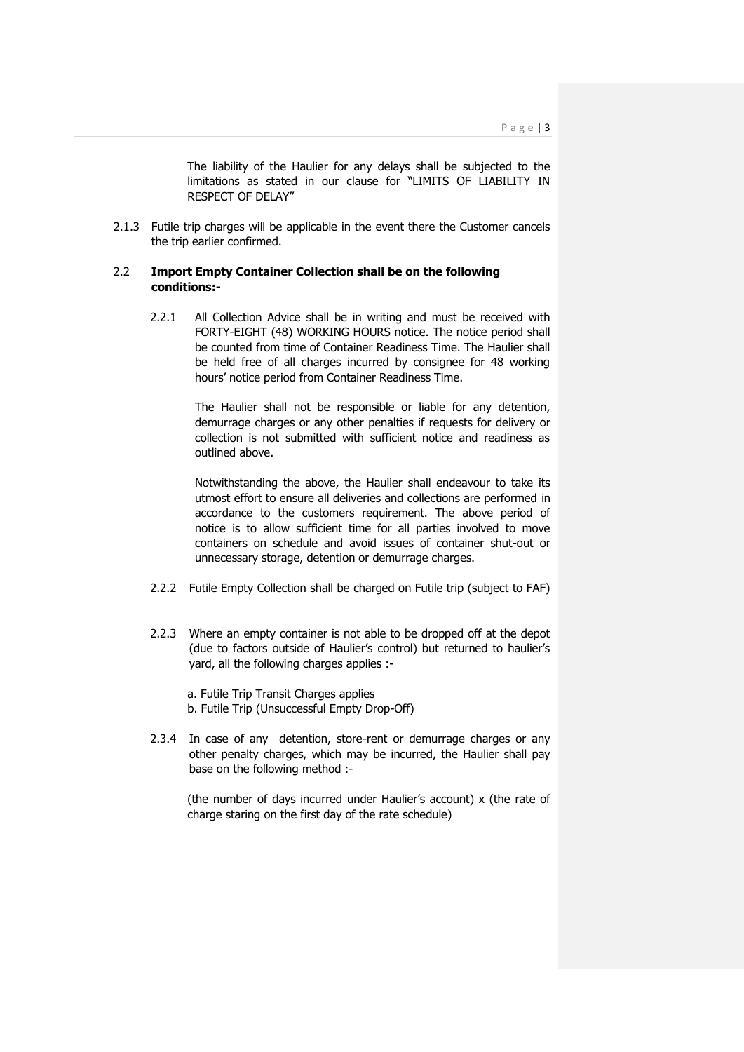The liability of the Haulier for any delays shall be subjected to the limitations as stated in our clause for "LIMITS OF LIABILITY IN RESPECT OF DELAY"

2.1.3 Futile trip charges will be applicable in the event there the Customer cancels the trip earlier confirmed.

2.2 **Import Empty Container Collection shall be on the following conditions:-**

2.2.1 All Collection Advice shall be in writing and must be received with FORTY-EIGHT (48) WORKING HOURS notice. The notice period shall be counted from time of Container Readiness Time. The Haulier shall be held free of all charges incurred by consignee for 48 working hours' notice period from Container Readiness Time.

The Haulier shall not be responsible or liable for any detention, demurrage charges or any other penalties if requests for delivery or collection is not submitted with sufficient notice and readiness as outlined above.

Notwithstanding the above, the Haulier shall endeavour to take its utmost effort to ensure all deliveries and collections are performed in accordance to the customers requirement. The above period of notice is to allow sufficient time for all parties involved to move containers on schedule and avoid issues of container shut-out or unnecessary storage, detention or demurrage charges.

2.2.2 Futile Empty Collection shall be charged on Futile trip (subject to FAF)

2.2.3 Where an empty container is not able to be dropped off at the depot (due to factors outside of Haulier's control) but returned to haulier's yard, all the following charges applies :-

a. Futile Trip Transit Charges applies
b. Futile Trip (Unsuccessful Empty Drop-Off)

2.3.4 In case of any detention, store-rent or demurrage charges or any other penalty charges, which may be incurred, the Haulier shall pay base on the following method :-

(the number of days incurred under Haulier's account) x (the rate of charge staring on the first day of the rate schedule)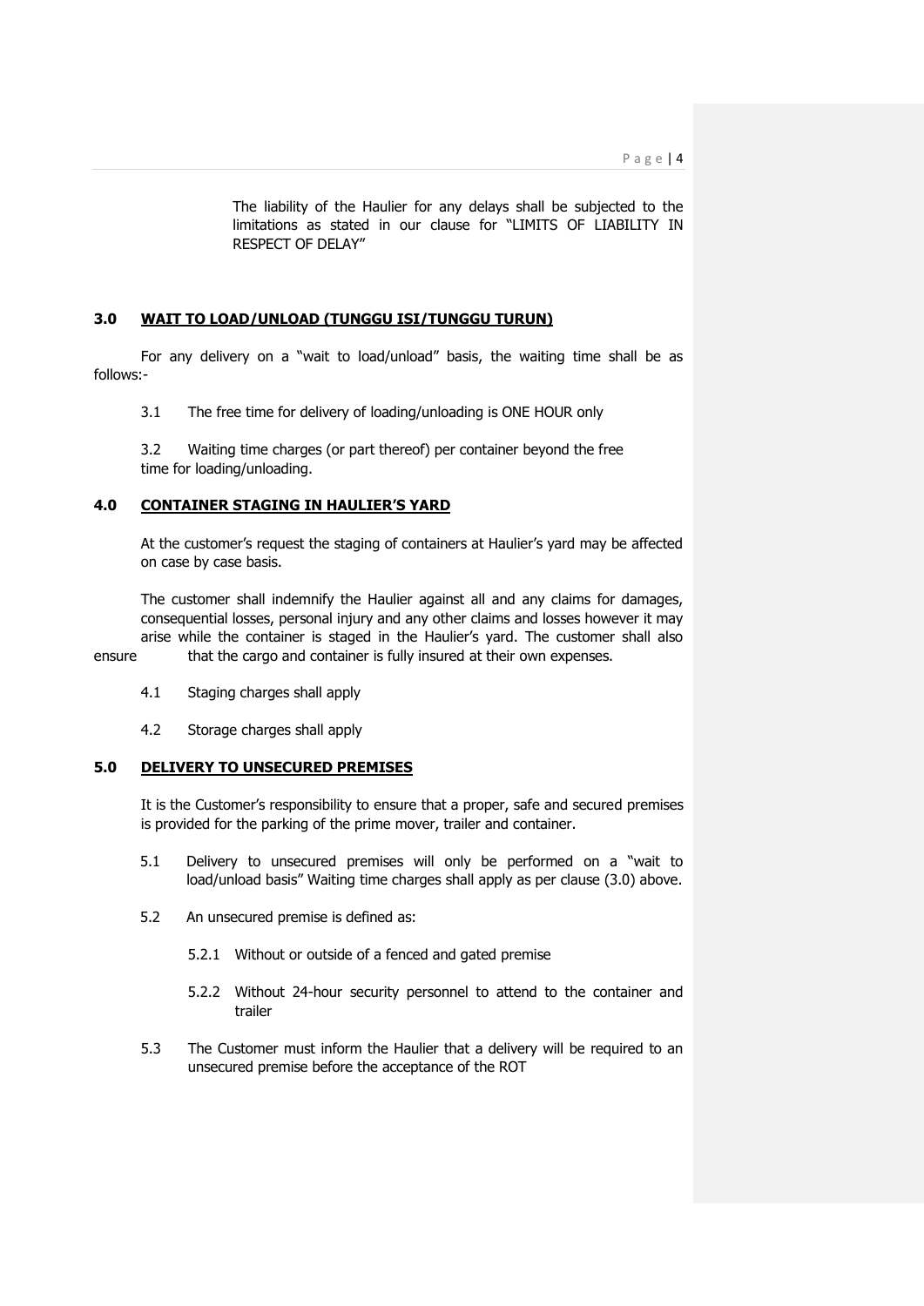The liability of the Haulier for any delays shall be subjected to the limitations as stated in our clause for "LIMITS OF LIABILITY IN RESPECT OF DELAY"

## 3.0 WAIT TO LOAD/UNLOAD (TUNGGU ISI/TUNGGU TURUN)

For any delivery on a "wait to load/unload" basis, the waiting time shall be as follows:-

3.1 The free time for delivery of loading/unloading is ONE HOUR only

3.2 Waiting time charges (or part thereof) per container beyond the free time for loading/unloading.

## 4.0 CONTAINER STAGING IN HAULIER'S YARD

At the customer's request the staging of containers at Haulier's yard may be affected on case by case basis.

The customer shall indemnify the Haulier against all and any claims for damages, consequential losses, personal injury and any other claims and losses however it may arise while the container is staged in the Haulier's yard. The customer shall also ensure that the cargo and container is fully insured at their own expenses.

4.1 Staging charges shall apply

4.2 Storage charges shall apply

## 5.0 DELIVERY TO UNSECURED PREMISES

It is the Customer's responsibility to ensure that a proper, safe and secured premises is provided for the parking of the prime mover, trailer and container.

5.1 Delivery to unsecured premises will only be performed on a "wait to load/unload basis" Waiting time charges shall apply as per clause (3.0) above.

5.2 An unsecured premise is defined as:

5.2.1 Without or outside of a fenced and gated premise

5.2.2 Without 24-hour security personnel to attend to the container and trailer

5.3 The Customer must inform the Haulier that a delivery will be required to an unsecured premise before the acceptance of the ROT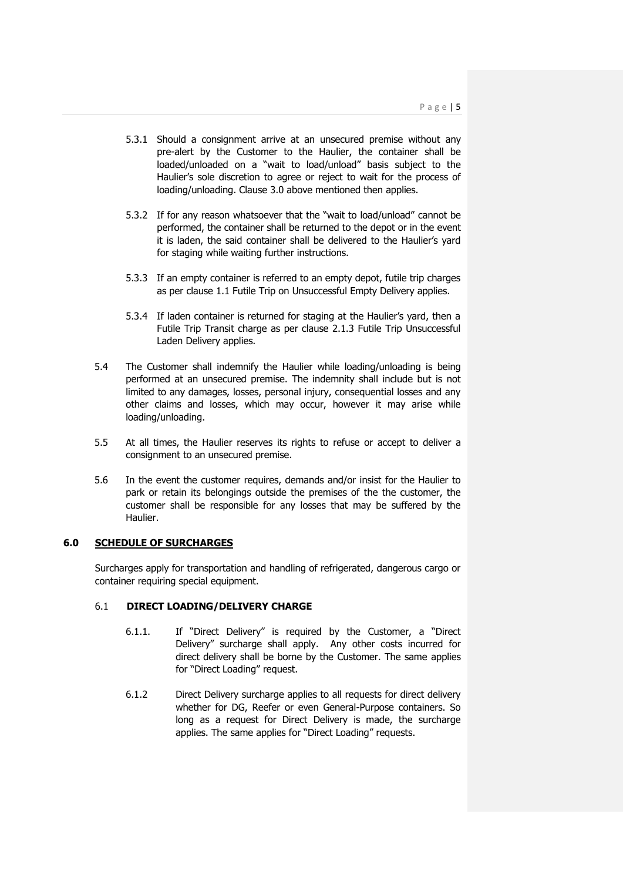5.3.1 Should a consignment arrive at an unsecured premise without any pre-alert by the Customer to the Haulier, the container shall be loaded/unloaded on a "wait to load/unload" basis subject to the Haulier's sole discretion to agree or reject to wait for the process of loading/unloading. Clause 3.0 above mentioned then applies.

5.3.2 If for any reason whatsoever that the "wait to load/unload" cannot be performed, the container shall be returned to the depot or in the event it is laden, the said container shall be delivered to the Haulier's yard for staging while waiting further instructions.

5.3.3 If an empty container is referred to an empty depot, futile trip charges as per clause 1.1 Futile Trip on Unsuccessful Empty Delivery applies.

5.3.4 If laden container is returned for staging at the Haulier's yard, then a Futile Trip Transit charge as per clause 2.1.3 Futile Trip Unsuccessful Laden Delivery applies.

5.4 The Customer shall indemnify the Haulier while loading/unloading is being performed at an unsecured premise. The indemnity shall include but is not limited to any damages, losses, personal injury, consequential losses and any other claims and losses, which may occur, however it may arise while loading/unloading.

5.5 At all times, the Haulier reserves its rights to refuse or accept to deliver a consignment to an unsecured premise.

5.6 In the event the customer requires, demands and/or insist for the Haulier to park or retain its belongings outside the premises of the the customer, the customer shall be responsible for any losses that may be suffered by the Haulier.

## 6.0 SCHEDULE OF SURCHARGES

Surcharges apply for transportation and handling of refrigerated, dangerous cargo or container requiring special equipment.

### 6.1 DIRECT LOADING/DELIVERY CHARGE

6.1.1. If "Direct Delivery" is required by the Customer, a "Direct Delivery" surcharge shall apply. Any other costs incurred for direct delivery shall be borne by the Customer. The same applies for "Direct Loading" request.

6.1.2 Direct Delivery surcharge applies to all requests for direct delivery whether for DG, Reefer or even General-Purpose containers. So long as a request for Direct Delivery is made, the surcharge applies. The same applies for "Direct Loading" requests.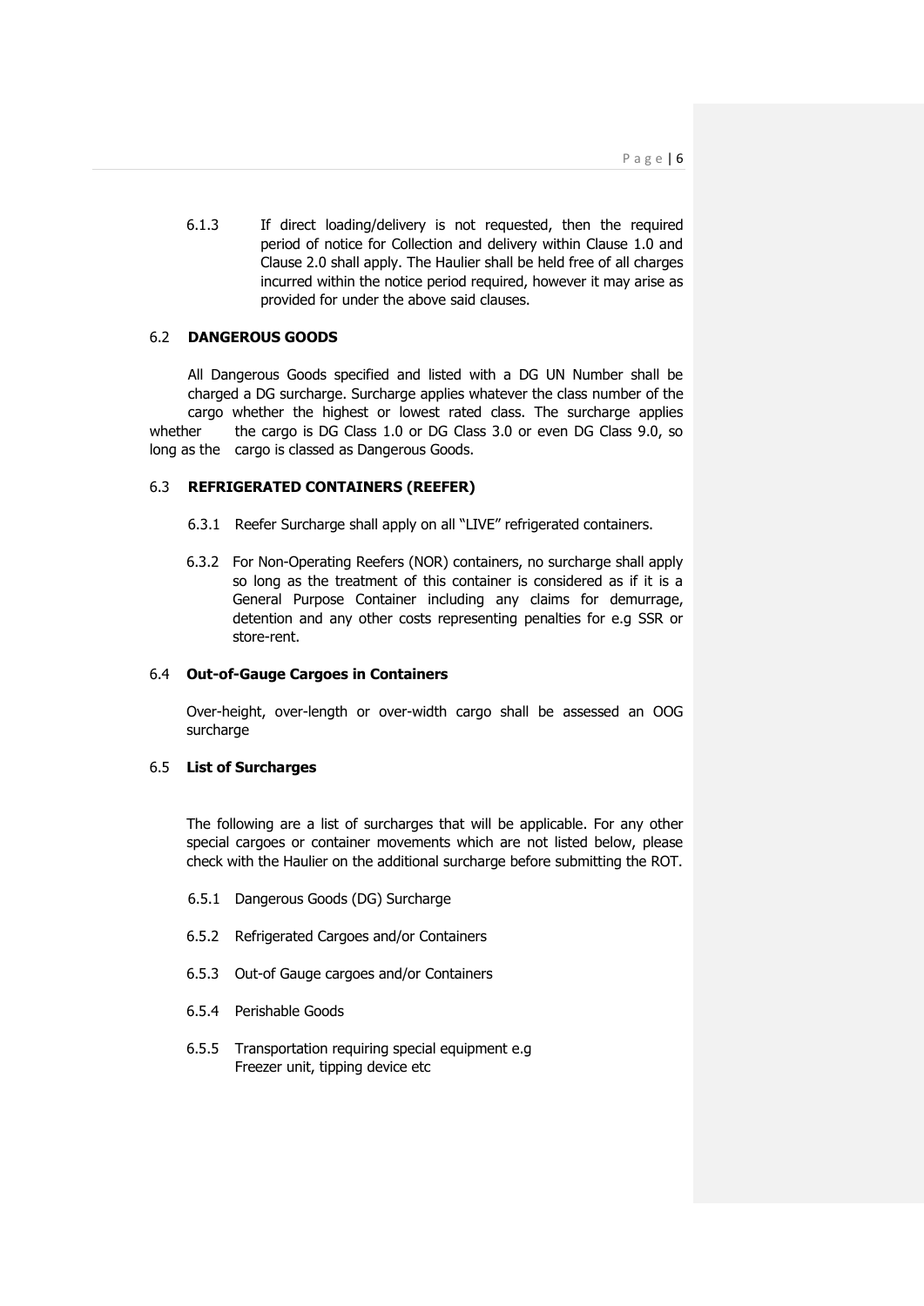6.1.3 If direct loading/delivery is not requested, then the required period of notice for Collection and delivery within Clause 1.0 and Clause 2.0 shall apply. The Haulier shall be held free of all charges incurred within the notice period required, however it may arise as provided for under the above said clauses.

## 6.2 DANGEROUS GOODS

All Dangerous Goods specified and listed with a DG UN Number shall be charged a DG surcharge. Surcharge applies whatever the class number of the cargo whether the highest or lowest rated class. The surcharge applies whether the cargo is DG Class 1.0 or DG Class 3.0 or even DG Class 9.0, so long as the cargo is classed as Dangerous Goods.

## 6.3 REFRIGERATED CONTAINERS (REEFER)

6.3.1 Reefer Surcharge shall apply on all "LIVE" refrigerated containers.

6.3.2 For Non-Operating Reefers (NOR) containers, no surcharge shall apply so long as the treatment of this container is considered as if it is a General Purpose Container including any claims for demurrage, detention and any other costs representing penalties for e.g SSR or store-rent.

## 6.4 Out-of-Gauge Cargoes in Containers

Over-height, over-length or over-width cargo shall be assessed an OOG surcharge

## 6.5 List of Surcharges

The following are a list of surcharges that will be applicable. For any other special cargoes or container movements which are not listed below, please check with the Haulier on the additional surcharge before submitting the ROT.

6.5.1 Dangerous Goods (DG) Surcharge

6.5.2 Refrigerated Cargoes and/or Containers

6.5.3 Out-of Gauge cargoes and/or Containers

6.5.4 Perishable Goods

6.5.5 Transportation requiring special equipment e.g Freezer unit, tipping device etc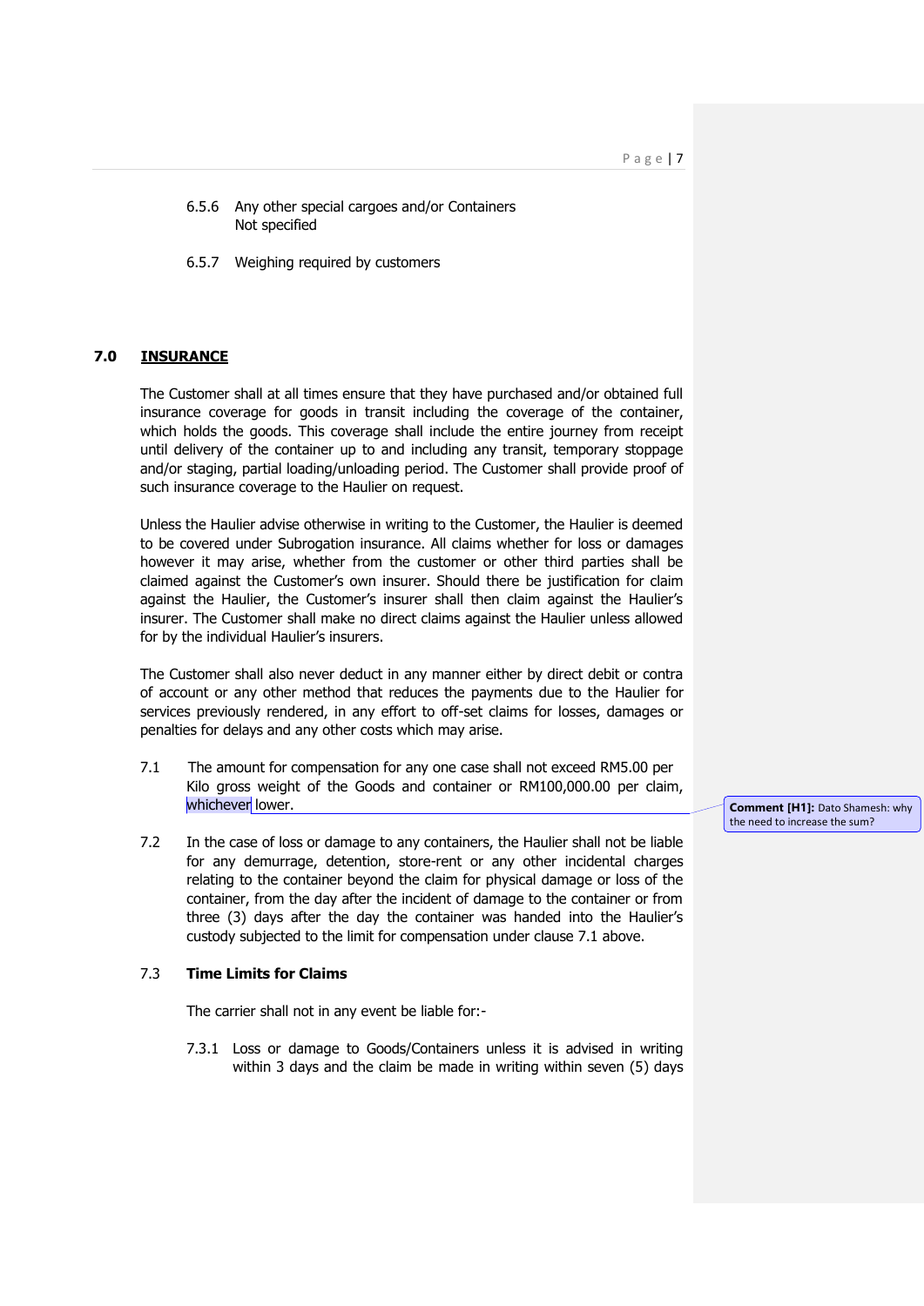6.5.6 Any other special cargoes and/or Containers Not specified

6.5.7 Weighing required by customers

## 7.0 INSURANCE

The Customer shall at all times ensure that they have purchased and/or obtained full insurance coverage for goods in transit including the coverage of the container, which holds the goods. This coverage shall include the entire journey from receipt until delivery of the container up to and including any transit, temporary stoppage and/or staging, partial loading/unloading period. The Customer shall provide proof of such insurance coverage to the Haulier on request.

Unless the Haulier advise otherwise in writing to the Customer, the Haulier is deemed to be covered under Subrogation insurance. All claims whether for loss or damages however it may arise, whether from the customer or other third parties shall be claimed against the Customer's own insurer. Should there be justification for claim against the Haulier, the Customer's insurer shall then claim against the Haulier's insurer. The Customer shall make no direct claims against the Haulier unless allowed for by the individual Haulier's insurers.

The Customer shall also never deduct in any manner either by direct debit or contra of account or any other method that reduces the payments due to the Haulier for services previously rendered, in any effort to off-set claims for losses, damages or penalties for delays and any other costs which may arise.

7.1 The amount for compensation for any one case shall not exceed RM5.00 per Kilo gross weight of the Goods and container or RM100,000.00 per claim, whichever lower.

**Comment [H1]:** Dato Shamesh: why the need to increase the sum?

7.2 In the case of loss or damage to any containers, the Haulier shall not be liable for any demurrage, detention, store-rent or any other incidental charges relating to the container beyond the claim for physical damage or loss of the container, from the day after the incident of damage to the container or from three (3) days after the day the container was handed into the Haulier's custody subjected to the limit for compensation under clause 7.1 above.

7.3 **Time Limits for Claims**

The carrier shall not in any event be liable for:-

7.3.1 Loss or damage to Goods/Containers unless it is advised in writing within 3 days and the claim be made in writing within seven (5) days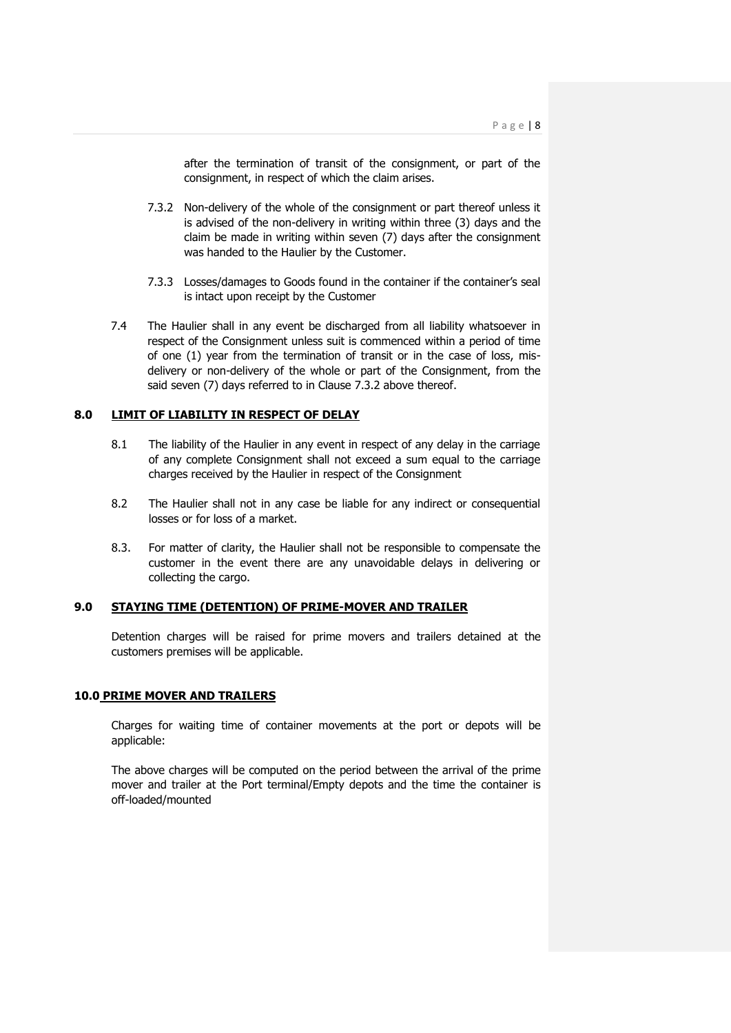after the termination of transit of the consignment, or part of the consignment, in respect of which the claim arises.

7.3.2 Non-delivery of the whole of the consignment or part thereof unless it is advised of the non-delivery in writing within three (3) days and the claim be made in writing within seven (7) days after the consignment was handed to the Haulier by the Customer.

7.3.3 Losses/damages to Goods found in the container if the container's seal is intact upon receipt by the Customer

7.4 The Haulier shall in any event be discharged from all liability whatsoever in respect of the Consignment unless suit is commenced within a period of time of one (1) year from the termination of transit or in the case of loss, mis-delivery or non-delivery of the whole or part of the Consignment, from the said seven (7) days referred to in Clause 7.3.2 above thereof.

## 8.0 LIMIT OF LIABILITY IN RESPECT OF DELAY

8.1 The liability of the Haulier in any event in respect of any delay in the carriage of any complete Consignment shall not exceed a sum equal to the carriage charges received by the Haulier in respect of the Consignment

8.2 The Haulier shall not in any case be liable for any indirect or consequential losses or for loss of a market.

8.3. For matter of clarity, the Haulier shall not be responsible to compensate the customer in the event there are any unavoidable delays in delivering or collecting the cargo.

## 9.0 STAYING TIME (DETENTION) OF PRIME-MOVER AND TRAILER

Detention charges will be raised for prime movers and trailers detained at the customers premises will be applicable.

## 10.0 PRIME MOVER AND TRAILERS

Charges for waiting time of container movements at the port or depots will be applicable:

The above charges will be computed on the period between the arrival of the prime mover and trailer at the Port terminal/Empty depots and the time the container is off-loaded/mounted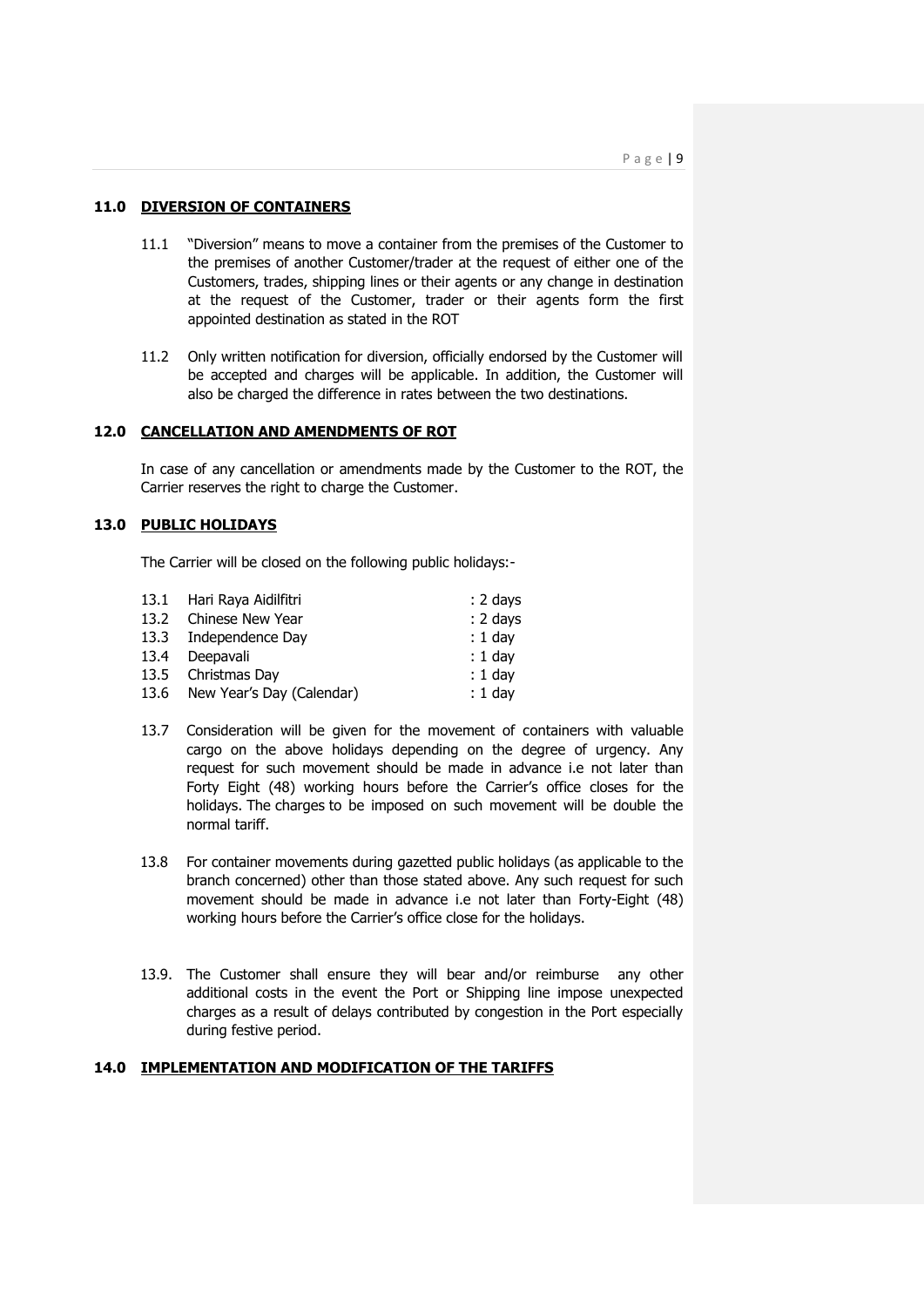## 11.0 DIVERSION OF CONTAINERS

11.1 "Diversion" means to move a container from the premises of the Customer to the premises of another Customer/trader at the request of either one of the Customers, trades, shipping lines or their agents or any change in destination at the request of the Customer, trader or their agents form the first appointed destination as stated in the ROT

11.2 Only written notification for diversion, officially endorsed by the Customer will be accepted and charges will be applicable. In addition, the Customer will also be charged the difference in rates between the two destinations.

## 12.0 CANCELLATION AND AMENDMENTS OF ROT

In case of any cancellation or amendments made by the Customer to the ROT, the Carrier reserves the right to charge the Customer.

## 13.0 PUBLIC HOLIDAYS

The Carrier will be closed on the following public holidays:-

| | | |
|---|---|---|
| 13.1 | Hari Raya Aidilfitri | : 2 days |
| 13.2 | Chinese New Year | : 2 days |
| 13.3 | Independence Day | : 1 day |
| 13.4 | Deepavali | : 1 day |
| 13.5 | Christmas Day | : 1 day |
| 13.6 | New Year's Day (Calendar) | : 1 day |

13.7 Consideration will be given for the movement of containers with valuable cargo on the above holidays depending on the degree of urgency. Any request for such movement should be made in advance i.e not later than Forty Eight (48) working hours before the Carrier's office closes for the holidays. The charges to be imposed on such movement will be double the normal tariff.

13.8 For container movements during gazetted public holidays (as applicable to the branch concerned) other than those stated above. Any such request for such movement should be made in advance i.e not later than Forty-Eight (48) working hours before the Carrier's office close for the holidays.

13.9. The Customer shall ensure they will bear and/or reimburse any other additional costs in the event the Port or Shipping line impose unexpected charges as a result of delays contributed by congestion in the Port especially during festive period.

## 14.0 IMPLEMENTATION AND MODIFICATION OF THE TARIFFS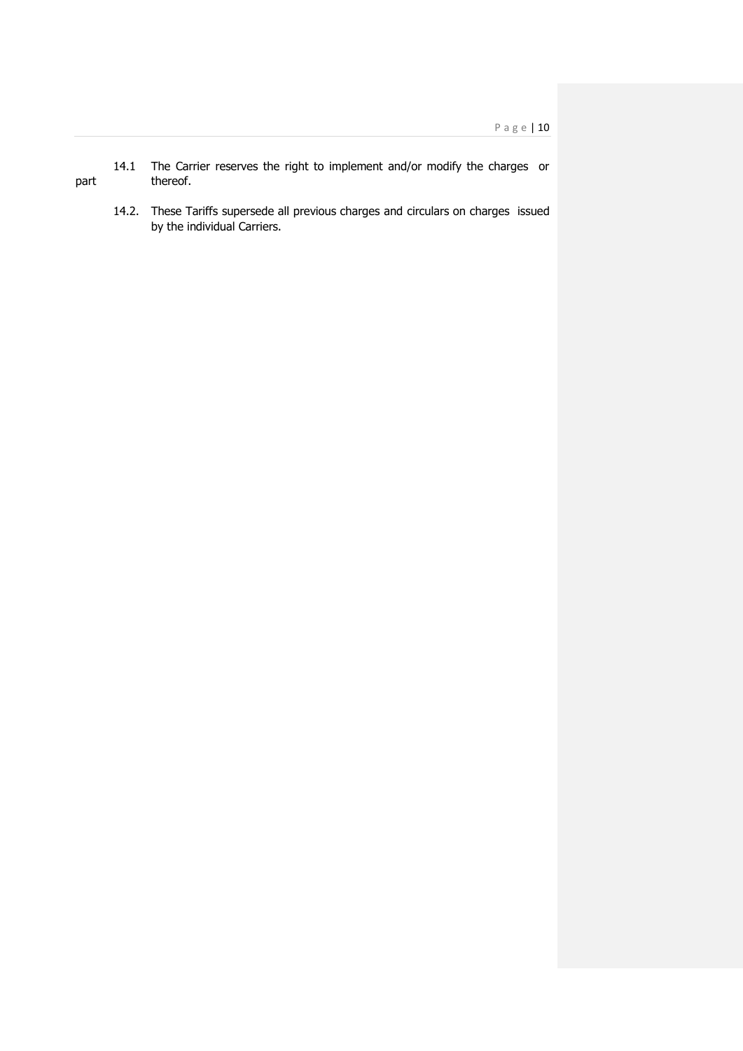14.1 The Carrier reserves the right to implement and/or modify the charges or part thereof.

14.2. These Tariffs supersede all previous charges and circulars on charges issued by the individual Carriers.